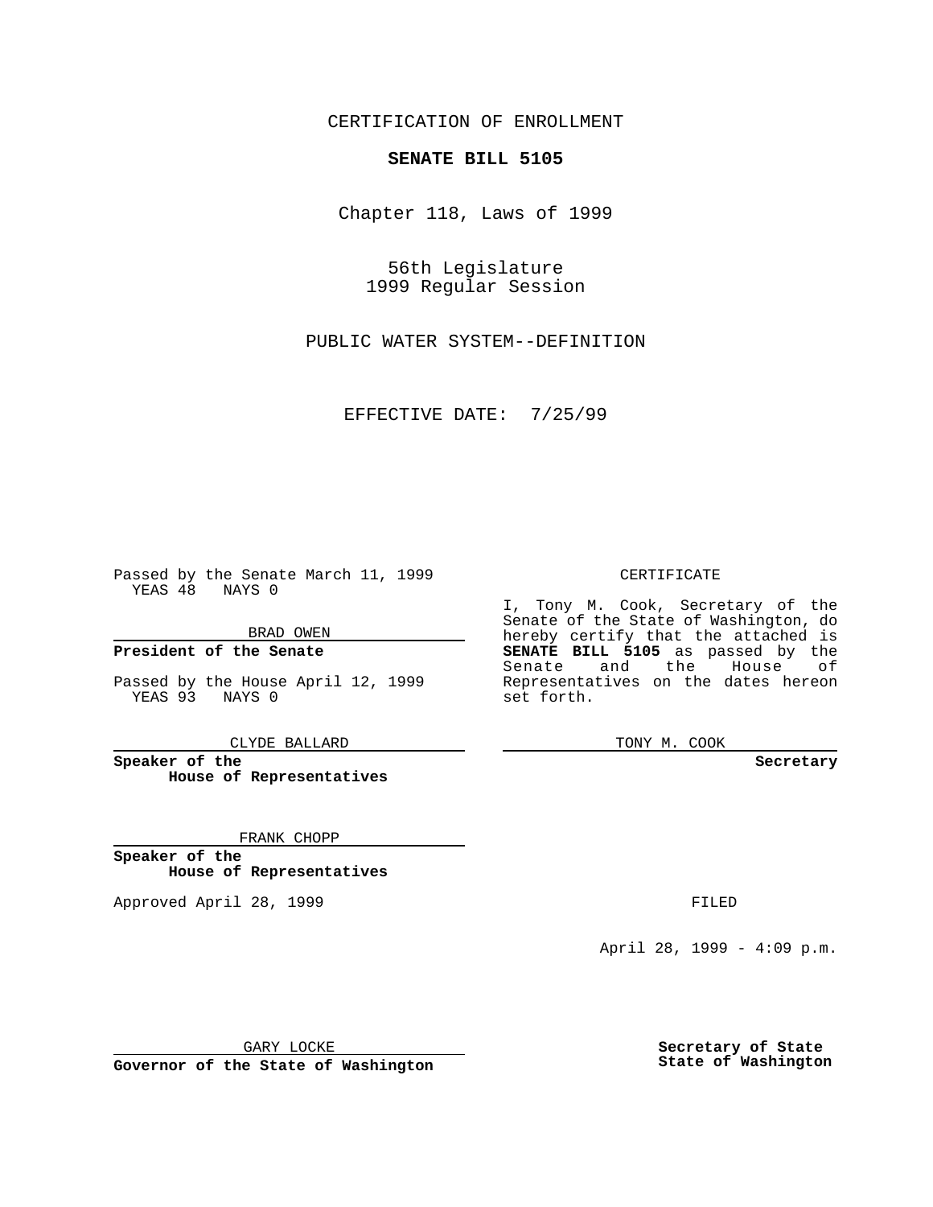CERTIFICATION OF ENROLLMENT

**SENATE BILL 5105**

Chapter 118, Laws of 1999

56th Legislature
1999 Regular Session

PUBLIC WATER SYSTEM--DEFINITION

EFFECTIVE DATE: 7/25/99

Passed by the Senate March 11, 1999
YEAS 48 NAYS 0

BRAD OWEN

**President of the Senate**

Passed by the House April 12, 1999
YEAS 93 NAYS 0

CLYDE BALLARD

**Speaker of the House of Representatives**

FRANK CHOPP

**Speaker of the House of Representatives**

Approved April 28, 1999

GARY LOCKE

**Governor of the State of Washington**

CERTIFICATE

I, Tony M. Cook, Secretary of the Senate of the State of Washington, do hereby certify that the attached is **SENATE BILL 5105** as passed by the Senate and the House of Representatives on the dates hereon set forth.

TONY M. COOK

**Secretary**

FILED

April 28, 1999 - 4:09 p.m.

**Secretary of State**
**State of Washington**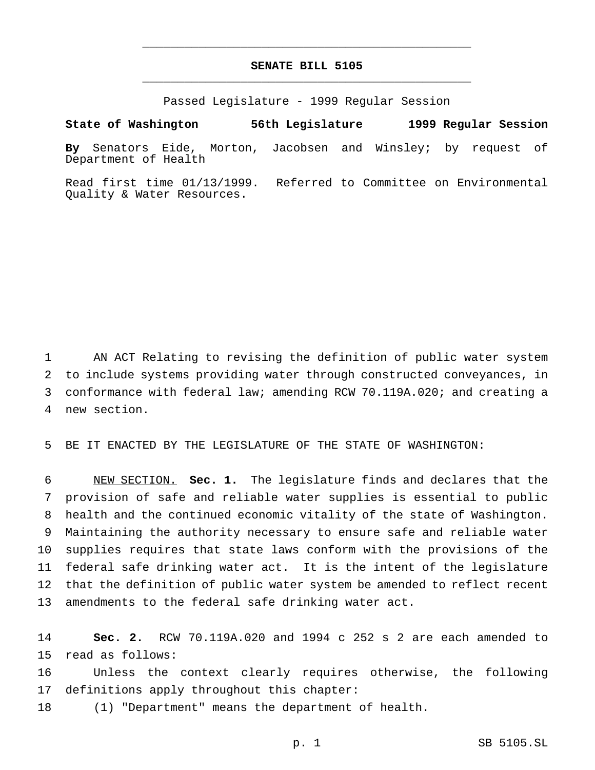# SENATE BILL 5105

Passed Legislature - 1999 Regular Session

**State of Washington 56th Legislature 1999 Regular Session**

**By** Senators Eide, Morton, Jacobsen and Winsley; by request of Department of Health

Read first time 01/13/1999. Referred to Committee on Environmental Quality & Water Resources.

AN ACT Relating to revising the definition of public water system to include systems providing water through constructed conveyances, in conformance with federal law; amending RCW 70.119A.020; and creating a new section.

BE IT ENACTED BY THE LEGISLATURE OF THE STATE OF WASHINGTON:

NEW SECTION. **Sec. 1.** The legislature finds and declares that the provision of safe and reliable water supplies is essential to public health and the continued economic vitality of the state of Washington. Maintaining the authority necessary to ensure safe and reliable water supplies requires that state laws conform with the provisions of the federal safe drinking water act. It is the intent of the legislature that the definition of public water system be amended to reflect recent amendments to the federal safe drinking water act.

**Sec. 2.** RCW 70.119A.020 and 1994 c 252 s 2 are each amended to read as follows:

Unless the context clearly requires otherwise, the following definitions apply throughout this chapter:

(1) "Department" means the department of health.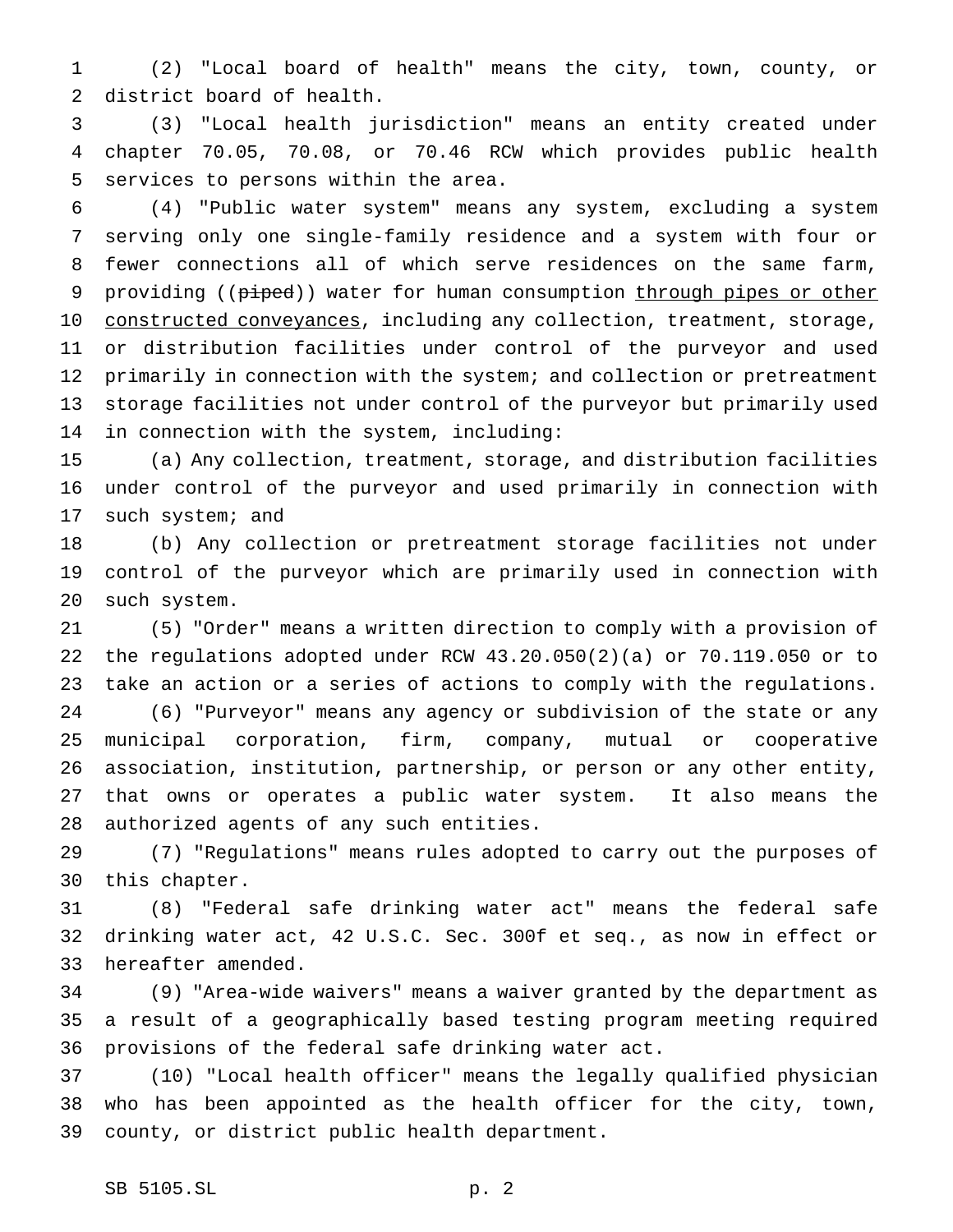(2) "Local board of health" means the city, town, county, or district board of health.

(3) "Local health jurisdiction" means an entity created under chapter 70.05, 70.08, or 70.46 RCW which provides public health services to persons within the area.

(4) "Public water system" means any system, excluding a system serving only one single-family residence and a system with four or fewer connections all of which serve residences on the same farm, providing ((~~piped~~)) water for human consumption <u>through pipes or other constructed conveyances</u>, including any collection, treatment, storage, or distribution facilities under control of the purveyor and used primarily in connection with the system; and collection or pretreatment storage facilities not under control of the purveyor but primarily used in connection with the system, including:

(a) Any collection, treatment, storage, and distribution facilities under control of the purveyor and used primarily in connection with such system; and

(b) Any collection or pretreatment storage facilities not under control of the purveyor which are primarily used in connection with such system.

(5) "Order" means a written direction to comply with a provision of the regulations adopted under RCW 43.20.050(2)(a) or 70.119.050 or to take an action or a series of actions to comply with the regulations.

(6) "Purveyor" means any agency or subdivision of the state or any municipal corporation, firm, company, mutual or cooperative association, institution, partnership, or person or any other entity, that owns or operates a public water system. It also means the authorized agents of any such entities.

(7) "Regulations" means rules adopted to carry out the purposes of this chapter.

(8) "Federal safe drinking water act" means the federal safe drinking water act, 42 U.S.C. Sec. 300f et seq., as now in effect or hereafter amended.

(9) "Area-wide waivers" means a waiver granted by the department as a result of a geographically based testing program meeting required provisions of the federal safe drinking water act.

(10) "Local health officer" means the legally qualified physician who has been appointed as the health officer for the city, town, county, or district public health department.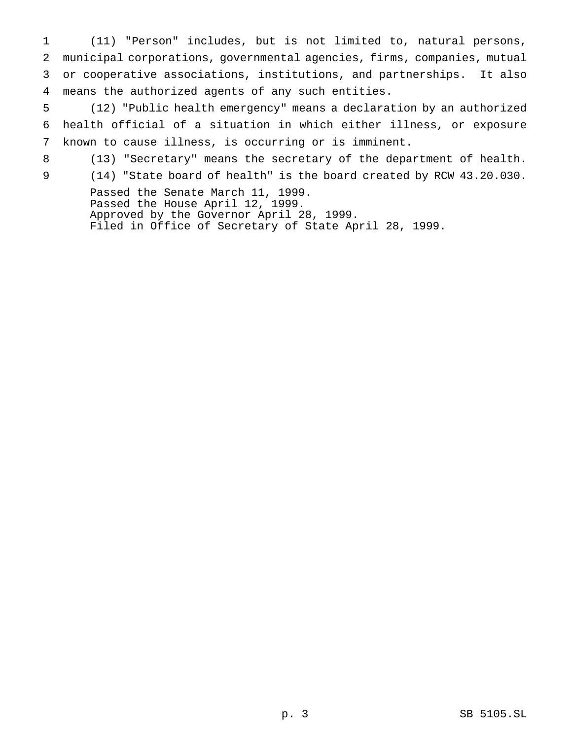(11) "Person" includes, but is not limited to, natural persons, municipal corporations, governmental agencies, firms, companies, mutual or cooperative associations, institutions, and partnerships. It also means the authorized agents of any such entities.

(12) "Public health emergency" means a declaration by an authorized health official of a situation in which either illness, or exposure known to cause illness, is occurring or is imminent.

(13) "Secretary" means the secretary of the department of health.

(14) "State board of health" is the board created by RCW 43.20.030.

Passed the Senate March 11, 1999.
Passed the House April 12, 1999.
Approved by the Governor April 28, 1999.
Filed in Office of Secretary of State April 28, 1999.